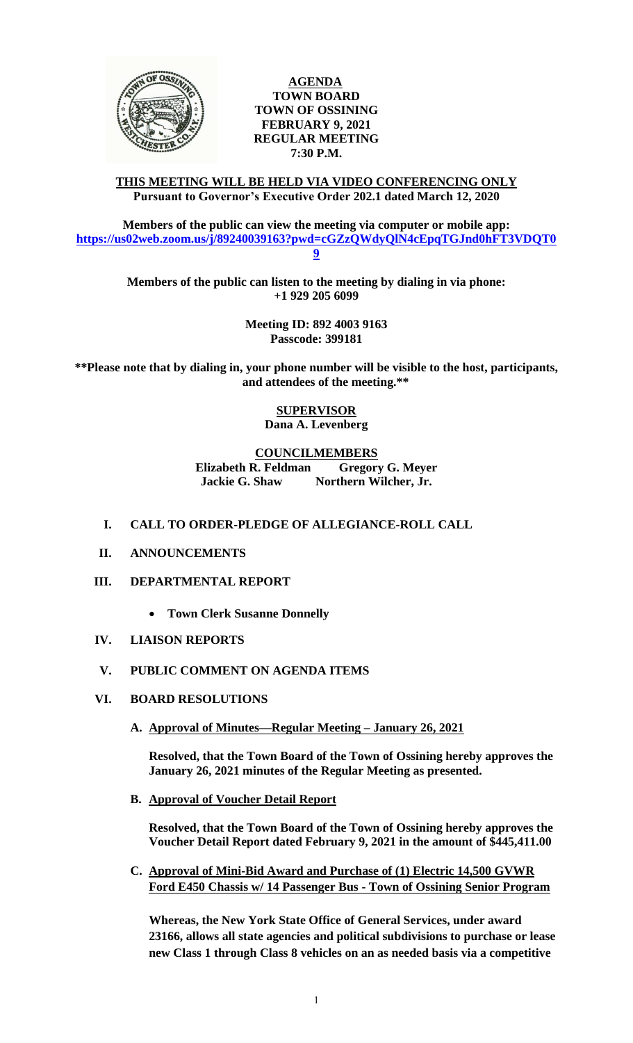**AGENDA**
**TOWN BOARD**
**TOWN OF OSSINING**
**FEBRUARY 9, 2021**
**REGULAR MEETING**
**7:30 P.M.**

**THIS MEETING WILL BE HELD VIA VIDEO CONFERENCING ONLY**
**Pursuant to Governor's Executive Order 202.1 dated March 12, 2020**

**Members of the public can view the meeting via computer or mobile app:**
**https://us02web.zoom.us/j/89240039163?pwd=cGZzQWdyQlN4cEpqTGJnd0hFT3VDQT09**

**Members of the public can listen to the meeting by dialing in via phone:**
**+1 929 205 6099**

**Meeting ID: 892 4003 9163**
**Passcode: 399181**

**\*\*Please note that by dialing in, your phone number will be visible to the host, participants, and attendees of the meeting.\*\***

**SUPERVISOR**
**Dana A. Levenberg**

**COUNCILMEMBERS**
**Elizabeth R. Feldman Gregory G. Meyer**
**Jackie G. Shaw Northern Wilcher, Jr.**

- **I. CALL TO ORDER-PLEDGE OF ALLEGIANCE-ROLL CALL**
- **II. ANNOUNCEMENTS**
- **III. DEPARTMENTAL REPORT**
  - **Town Clerk Susanne Donnelly**
- **IV. LIAISON REPORTS**
- **V. PUBLIC COMMENT ON AGENDA ITEMS**
- **VI. BOARD RESOLUTIONS**

**A. Approval of Minutes—Regular Meeting – January 26, 2021**

**Resolved, that the Town Board of the Town of Ossining hereby approves the January 26, 2021 minutes of the Regular Meeting as presented.**

**B. Approval of Voucher Detail Report**

**Resolved, that the Town Board of the Town of Ossining hereby approves the Voucher Detail Report dated February 9, 2021 in the amount of $445,411.00**

**C. Approval of Mini-Bid Award and Purchase of (1) Electric 14,500 GVWR Ford E450 Chassis w/ 14 Passenger Bus - Town of Ossining Senior Program**

**Whereas, the New York State Office of General Services, under award 23166, allows all state agencies and political subdivisions to purchase or lease new Class 1 through Class 8 vehicles on an as needed basis via a competitive**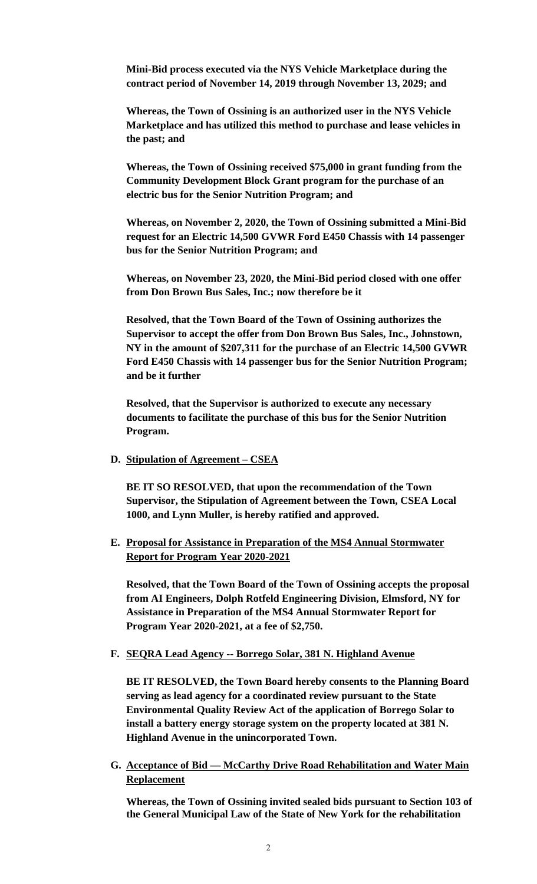**Mini-Bid process executed via the NYS Vehicle Marketplace during the contract period of November 14, 2019 through November 13, 2029; and**

**Whereas, the Town of Ossining is an authorized user in the NYS Vehicle Marketplace and has utilized this method to purchase and lease vehicles in the past; and**

**Whereas, the Town of Ossining received $75,000 in grant funding from the Community Development Block Grant program for the purchase of an electric bus for the Senior Nutrition Program; and**

**Whereas, on November 2, 2020, the Town of Ossining submitted a Mini-Bid request for an Electric 14,500 GVWR Ford E450 Chassis with 14 passenger bus for the Senior Nutrition Program; and**

**Whereas, on November 23, 2020, the Mini-Bid period closed with one offer from Don Brown Bus Sales, Inc.; now therefore be it**

**Resolved, that the Town Board of the Town of Ossining authorizes the Supervisor to accept the offer from Don Brown Bus Sales, Inc., Johnstown, NY in the amount of $207,311 for the purchase of an Electric 14,500 GVWR Ford E450 Chassis with 14 passenger bus for the Senior Nutrition Program; and be it further**

**Resolved, that the Supervisor is authorized to execute any necessary documents to facilitate the purchase of this bus for the Senior Nutrition Program.**

**D. <u>Stipulation of Agreement – CSEA</u>**

**BE IT SO RESOLVED, that upon the recommendation of the Town Supervisor, the Stipulation of Agreement between the Town, CSEA Local 1000, and Lynn Muller, is hereby ratified and approved.**

**E. <u>Proposal for Assistance in Preparation of the MS4 Annual Stormwater Report for Program Year 2020-2021</u>**

**Resolved, that the Town Board of the Town of Ossining accepts the proposal from AI Engineers, Dolph Rotfeld Engineering Division, Elmsford, NY for Assistance in Preparation of the MS4 Annual Stormwater Report for Program Year 2020-2021, at a fee of $2,750.**

**F. <u>SEQRA Lead Agency -- Borrego Solar, 381 N. Highland Avenue</u>**

**BE IT RESOLVED, the Town Board hereby consents to the Planning Board serving as lead agency for a coordinated review pursuant to the State Environmental Quality Review Act of the application of Borrego Solar to install a battery energy storage system on the property located at 381 N. Highland Avenue in the unincorporated Town.**

**G. <u>Acceptance of Bid — McCarthy Drive Road Rehabilitation and Water Main Replacement</u>**

**Whereas, the Town of Ossining invited sealed bids pursuant to Section 103 of the General Municipal Law of the State of New York for the rehabilitation**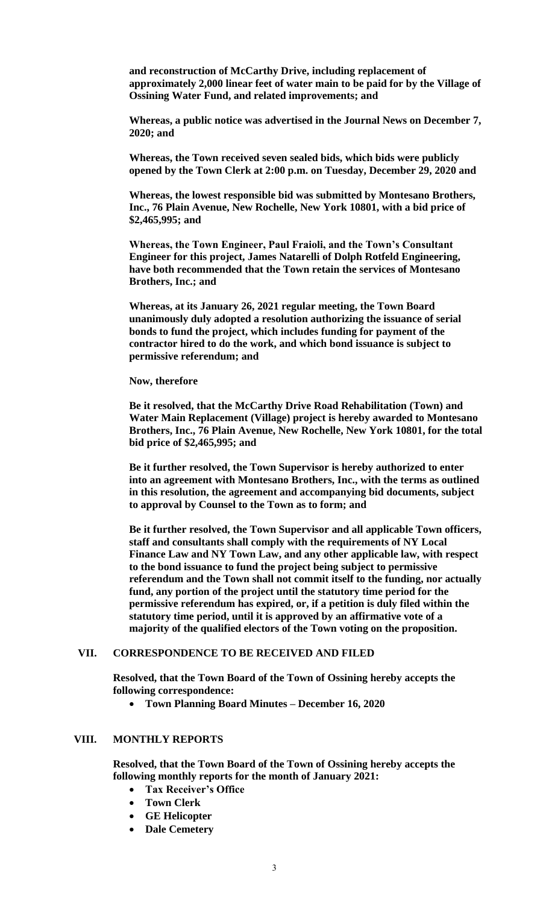**and reconstruction of McCarthy Drive, including replacement of approximately 2,000 linear feet of water main to be paid for by the Village of Ossining Water Fund, and related improvements; and**

**Whereas, a public notice was advertised in the Journal News on December 7, 2020; and**

**Whereas, the Town received seven sealed bids, which bids were publicly opened by the Town Clerk at 2:00 p.m. on Tuesday, December 29, 2020 and**

**Whereas, the lowest responsible bid was submitted by Montesano Brothers, Inc., 76 Plain Avenue, New Rochelle, New York 10801, with a bid price of \$2,465,995; and**

**Whereas, the Town Engineer, Paul Fraioli, and the Town's Consultant Engineer for this project, James Natarelli of Dolph Rotfeld Engineering, have both recommended that the Town retain the services of Montesano Brothers, Inc.; and**

**Whereas, at its January 26, 2021 regular meeting, the Town Board unanimously duly adopted a resolution authorizing the issuance of serial bonds to fund the project, which includes funding for payment of the contractor hired to do the work, and which bond issuance is subject to permissive referendum; and**

**Now, therefore**

**Be it resolved, that the McCarthy Drive Road Rehabilitation (Town) and Water Main Replacement (Village) project is hereby awarded to Montesano Brothers, Inc., 76 Plain Avenue, New Rochelle, New York 10801, for the total bid price of \$2,465,995; and**

**Be it further resolved, the Town Supervisor is hereby authorized to enter into an agreement with Montesano Brothers, Inc., with the terms as outlined in this resolution, the agreement and accompanying bid documents, subject to approval by Counsel to the Town as to form; and**

**Be it further resolved, the Town Supervisor and all applicable Town officers, staff and consultants shall comply with the requirements of NY Local Finance Law and NY Town Law, and any other applicable law, with respect to the bond issuance to fund the project being subject to permissive referendum and the Town shall not commit itself to the funding, nor actually fund, any portion of the project until the statutory time period for the permissive referendum has expired, or, if a petition is duly filed within the statutory time period, until it is approved by an affirmative vote of a majority of the qualified electors of the Town voting on the proposition.**

## VII. CORRESPONDENCE TO BE RECEIVED AND FILED

**Resolved, that the Town Board of the Town of Ossining hereby accepts the following correspondence:**

- **Town Planning Board Minutes – December 16, 2020**

## VIII. MONTHLY REPORTS

**Resolved, that the Town Board of the Town of Ossining hereby accepts the following monthly reports for the month of January 2021:**

- **Tax Receiver's Office**
- **Town Clerk**
- **GE Helicopter**
- **Dale Cemetery**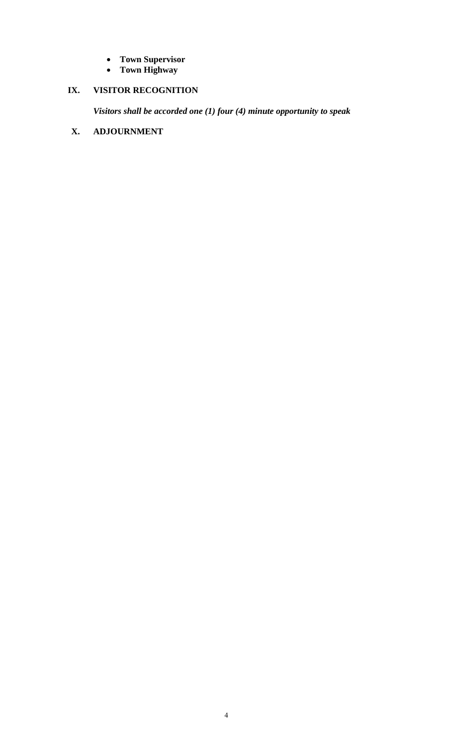- **Town Supervisor**
- **Town Highway**

## IX. VISITOR RECOGNITION

***Visitors shall be accorded one (1) four (4) minute opportunity to speak***

## X. ADJOURNMENT